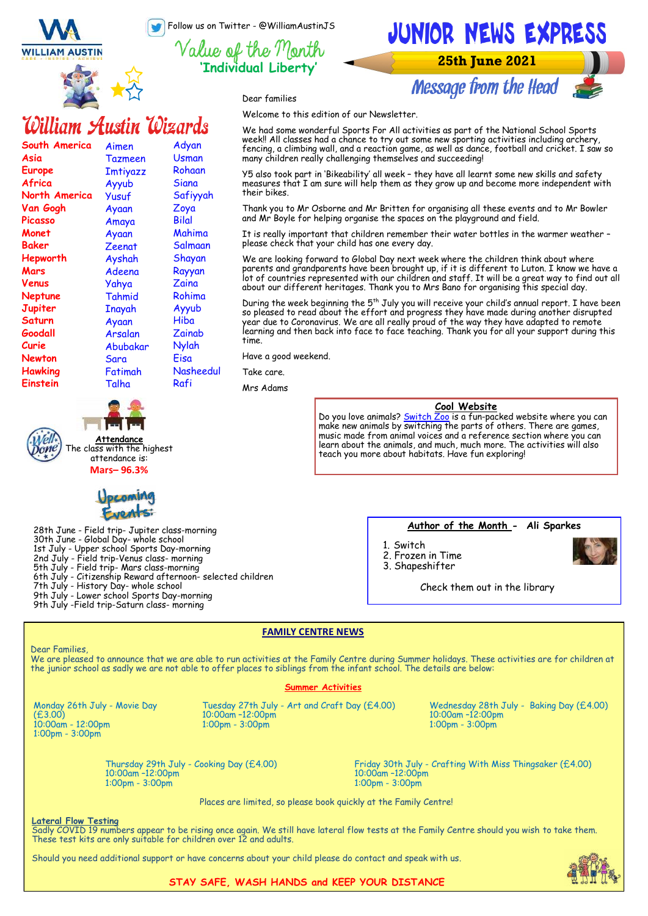# JUNIOR NEWS EXPRESS

**25th June 2021**

Follow us on Twitter - @WilliamAustinJS

## Value of the Month

**'Individual Liberty'**

## William Austin Wizards

| Class | | |
|---|---|---|
| South America | Aimen | Adyan |
| Asia | Tazmeen | Usman |
| Europe | Imtiyazz | Rohaan |
| Africa | Ayyub | Siana |
| North America | Yusuf | Safiyyah |
| Van Gogh | Ayaan | Zoya |
| Picasso | Amaya | Bilal |
| Monet | Ayaan | Mahima |
| Baker | Zeenat | Salmaan |
| Hepworth | Ayshah | Shayan |
| Mars | Adeena | Rayyan |
| Venus | Yahya | Zaina |
| Neptune | Tahmid | Rohima |
| Jupiter | Inayah | Ayyub |
| Saturn | Ayaan | Hiba |
| Goodall | Arsalan | Zainab |
| Curie | Abubakar | Nylah |
| Newton | Sara | Eisa |
| Hawking | Fatimah | Nasheedul |
| Einstein | Talha | Rafi |

## Message from the Head

Dear families

Welcome to this edition of our Newsletter.

We had some wonderful Sports For All activities as part of the National School Sports week!! All classes had a chance to try out some new sporting activities including archery, fencing, a climbing wall, and a reaction game, as well as dance, football and cricket. I saw so many children really challenging themselves and succeeding!

Y5 also took part in 'Bikeability' all week – they have all learnt some new skills and safety measures that I am sure will help them as they grow up and become more independent with their bikes.

Thank you to Mr Osborne and Mr Britten for organising all these events and to Mr Bowler and Mr Boyle for helping organise the spaces on the playground and field.

It is really important that children remember their water bottles in the warmer weather – please check that your child has one every day.

We are looking forward to Global Day next week where the children think about where parents and grandparents have been brought up, if it is different to Luton. I know we have a lot of countries represented with our children and staff. It will be a great way to find out all about our different heritages. Thank you to Mrs Bano for organising this special day.

During the week beginning the 5th July you will receive your child's annual report. I have been so pleased to read about the effort and progress they have made during another disrupted year due to Coronavirus. We are all really proud of the way they have adapted to remote learning and then back into face to face teaching. Thank you for all your support during this time.

Have a good weekend.

Take care.

Mrs Adams

### Attendance

Well Done! The class with the highest attendance is:

**Mars– 96.3%**

### Cool Website

Do you love animals? Switch Zoo is a fun-packed website where you can make new animals by switching the parts of others. There are games, music made from animal voices and a reference section where you can learn about the animals, and much, much more. The activities will also teach you more about habitats. Have fun exploring!

### Upcoming Events:

- 28th June - Field trip- Jupiter class-morning
- 30th June - Global Day- whole school
- 1st July - Upper school Sports Day-morning
- 2nd July - Field trip-Venus class- morning
- 5th July - Field trip- Mars class-morning
- 6th July - Citizenship Reward afternoon- selected children
- 7th July - History Day- whole school
- 9th July - Lower school Sports Day-morning
- 9th July -Field trip-Saturn class- morning

### Author of the Month - Ali Sparkes

1. Switch
2. Frozen in Time
3. Shapeshifter

Check them out in the library

## FAMILY CENTRE NEWS

Dear Families,

We are pleased to announce that we are able to run activities at the Family Centre during Summer holidays. These activities are for children at the junior school as sadly we are not able to offer places to siblings from the infant school. The details are below:

### Summer Activities

**Monday 26th July - Movie Day (£3.00)**
10:00am - 12:00pm
1:00pm - 3:00pm

**Tuesday 27th July - Art and Craft Day (£4.00)**
10:00am –12:00pm
1:00pm - 3:00pm

**Wednesday 28th July - Baking Day (£4.00)**
10:00am –12:00pm
1:00pm - 3:00pm

**Thursday 29th July - Cooking Day (£4.00)**
10:00am –12:00pm
1:00pm - 3:00pm

**Friday 30th July - Crafting With Miss Thingsaker (£4.00)**
10:00am –12:00pm
1:00pm - 3:00pm

Places are limited, so please book quickly at the Family Centre!

### Lateral Flow Testing

Sadly COVID 19 numbers appear to be rising once again. We still have lateral flow tests at the Family Centre should you wish to take them. These test kits are only suitable for children over 12 and adults.

Should you need additional support or have concerns about your child please do contact and speak with us.

**STAY SAFE, WASH HANDS and KEEP YOUR DISTANCE**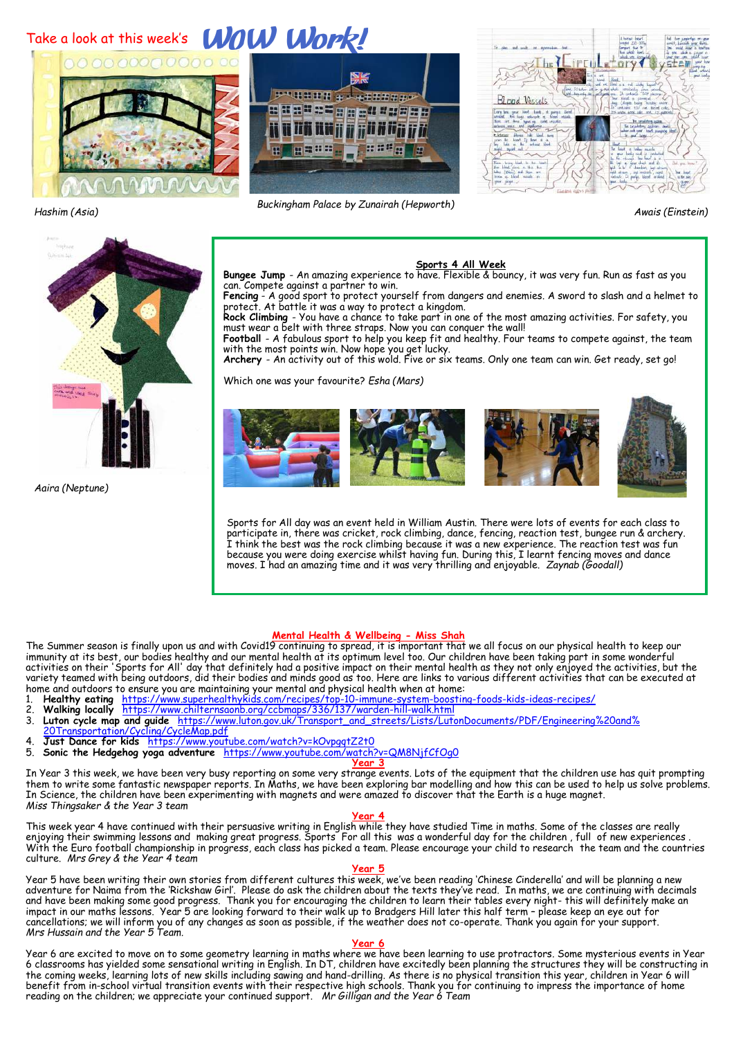# Take a look at this week's WOW Work!

*Hashim (Asia)*

*Buckingham Palace by Zunairah (Hepworth)*

*Awais (Einstein)*

*Aaira (Neptune)*

## Sports 4 All Week

**Bungee Jump** - An amazing experience to have. Flexible & bouncy, it was very fun. Run as fast as you can. Compete against a partner to win.
**Fencing** - A good sport to protect yourself from dangers and enemies. A sword to slash and a helmet to protect. At battle it was a way to protect a kingdom.
**Rock Climbing** - You have a chance to take part in one of the most amazing activities. For safety, you must wear a belt with three straps. Now you can conquer the wall!
**Football** - A fabulous sport to help you keep fit and healthy. Four teams to compete against, the team with the most points win. Now hope you get lucky.
**Archery** - An activity out of this wold. Five or six teams. Only one team can win. Get ready, set go!

Which one was your favourite? *Esha (Mars)*

Sports for All day was an event held in William Austin. There were lots of events for each class to participate in, there was cricket, rock climbing, dance, fencing, reaction test, bungee run & archery. I think the best was the rock climbing because it was a new experience. The reaction test was fun because you were doing exercise whilst having fun. During this, I learnt fencing moves and dance moves. I had an amazing time and it was very thrilling and enjoyable. *Zaynab (Goodall)*

## Mental Health & Wellbeing - Miss Shah

The Summer season is finally upon us and with Covid19 continuing to spread, it is important that we all focus on our physical health to keep our immunity at its best, our bodies healthy and our mental health at its optimum level too. Our children have been taking part in some wonderful activities on their 'Sports for All' day that definitely had a positive impact on their mental health as they not only enjoyed the activities, but the variety teamed with being outdoors, did their bodies and minds good as too. Here are links to various different activities that can be executed at home and outdoors to ensure you are maintaining your mental and physical health when at home:

1. **Healthy eating** https://www.superhealthykids.com/recipes/top-10-immune-system-boosting-foods-kids-ideas-recipes/
2. **Walking locally** https://www.chilternsaonb.org/ccbmaps/336/137/warden-hill-walk.html
3. **Luton cycle map and guide** https://www.luton.gov.uk/Transport_and_streets/Lists/LutonDocuments/PDF/Engineering%20and%20Transportation/Cycling/CycleMap.pdf
4. **Just Dance for kids** https://www.youtube.com/watch?v=kOvpgqtZ2t0
5. **Sonic the Hedgehog yoga adventure** https://www.youtube.com/watch?v=QM8NjfCfOg0

## Year 3

In Year 3 this week, we have been very busy reporting on some very strange events. Lots of the equipment that the children use has quit prompting them to write some fantastic newspaper reports. In Maths, we have been exploring bar modelling and how this can be used to help us solve problems. In Science, the children have been experimenting with magnets and were amazed to discover that the Earth is a huge magnet.
*Miss Thingsaker & the Year 3 team*

## Year 4

This week year 4 have continued with their persuasive writing in English while they have studied Time in maths. Some of the classes are really enjoying their swimming lessons and making great progress. Sports For all this was a wonderful day for the children , full of new experiences . With the Euro football championship in progress, each class has picked a team. Please encourage your child to research the team and the countries culture. *Mrs Grey & the Year 4 team*

## Year 5

Year 5 have been writing their own stories from different cultures this week, we've been reading 'Chinese Cinderella' and will be planning a new adventure for Naima from the 'Rickshaw Girl'. Please do ask the children about the texts they've read. In maths, we are continuing with decimals and have been making some good progress. Thank you for encouraging the children to learn their tables every night- this will definitely make an impact in our maths lessons. Year 5 are looking forward to their walk up to Bradgers Hill later this half term – please keep an eye out for cancellations; we will inform you of any changes as soon as possible, if the weather does not co-operate. Thank you again for your support.
*Mrs Hussain and the Year 5 Team.*

## Year 6

Year 6 are excited to move on to some geometry learning in maths where we have been learning to use protractors. Some mysterious events in Year 6 classrooms has yielded some sensational writing in English. In DT, children have excitedly been planning the structures they will be constructing in the coming weeks, learning lots of new skills including sawing and hand-drilling. As there is no physical transition this year, children in Year 6 will benefit from in-school virtual transition events with their respective high schools. Thank you for continuing to impress the importance of home reading on the children; we appreciate your continued support. *Mr Gilligan and the Year 6 Team*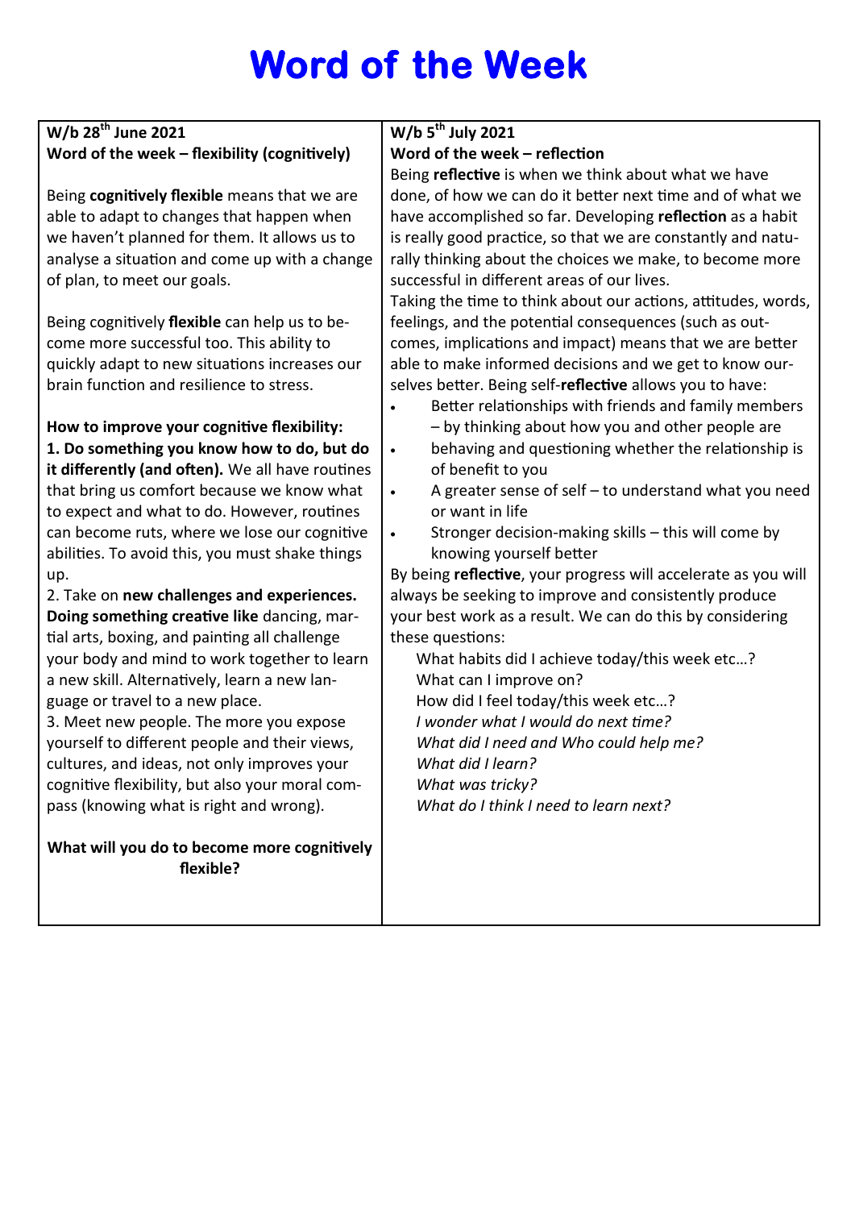# Word of the Week

**W/b 28th June 2021**
**Word of the week – flexibility (cognitively)**

Being **cognitively flexible** means that we are able to adapt to changes that happen when we haven't planned for them. It allows us to analyse a situation and come up with a change of plan, to meet our goals.

Being cognitively **flexible** can help us to become more successful too. This ability to quickly adapt to new situations increases our brain function and resilience to stress.

**How to improve your cognitive flexibility:**

**1. Do something you know how to do, but do it differently (and often).** We all have routines that bring us comfort because we know what to expect and what to do. However, routines can become ruts, where we lose our cognitive abilities. To avoid this, you must shake things up.

2. Take on **new challenges and experiences. Doing something creative like** dancing, martial arts, boxing, and painting all challenge your body and mind to work together to learn a new skill. Alternatively, learn a new language or travel to a new place.

3. Meet new people. The more you expose yourself to different people and their views, cultures, and ideas, not only improves your cognitive flexibility, but also your moral compass (knowing what is right and wrong).

**What will you do to become more cognitively flexible?**

**W/b 5th July 2021**
**Word of the week – reflection**

Being **reflective** is when we think about what we have done, of how we can do it better next time and of what we have accomplished so far. Developing **reflection** as a habit is really good practice, so that we are constantly and naturally thinking about the choices we make, to become more successful in different areas of our lives.

Taking the time to think about our actions, attitudes, words, feelings, and the potential consequences (such as outcomes, implications and impact) means that we are better able to make informed decisions and we get to know ourselves better. Being self-**reflective** allows you to have:

- Better relationships with friends and family members – by thinking about how you and other people are
- behaving and questioning whether the relationship is of benefit to you
- A greater sense of self – to understand what you need or want in life
- Stronger decision-making skills – this will come by knowing yourself better

By being **reflective**, your progress will accelerate as you will always be seeking to improve and consistently produce your best work as a result. We can do this by considering these questions:

What habits did I achieve today/this week etc…?
What can I improve on?
How did I feel today/this week etc…?
*I wonder what I would do next time?*
*What did I need and Who could help me?*
*What did I learn?*
*What was tricky?*
*What do I think I need to learn next?*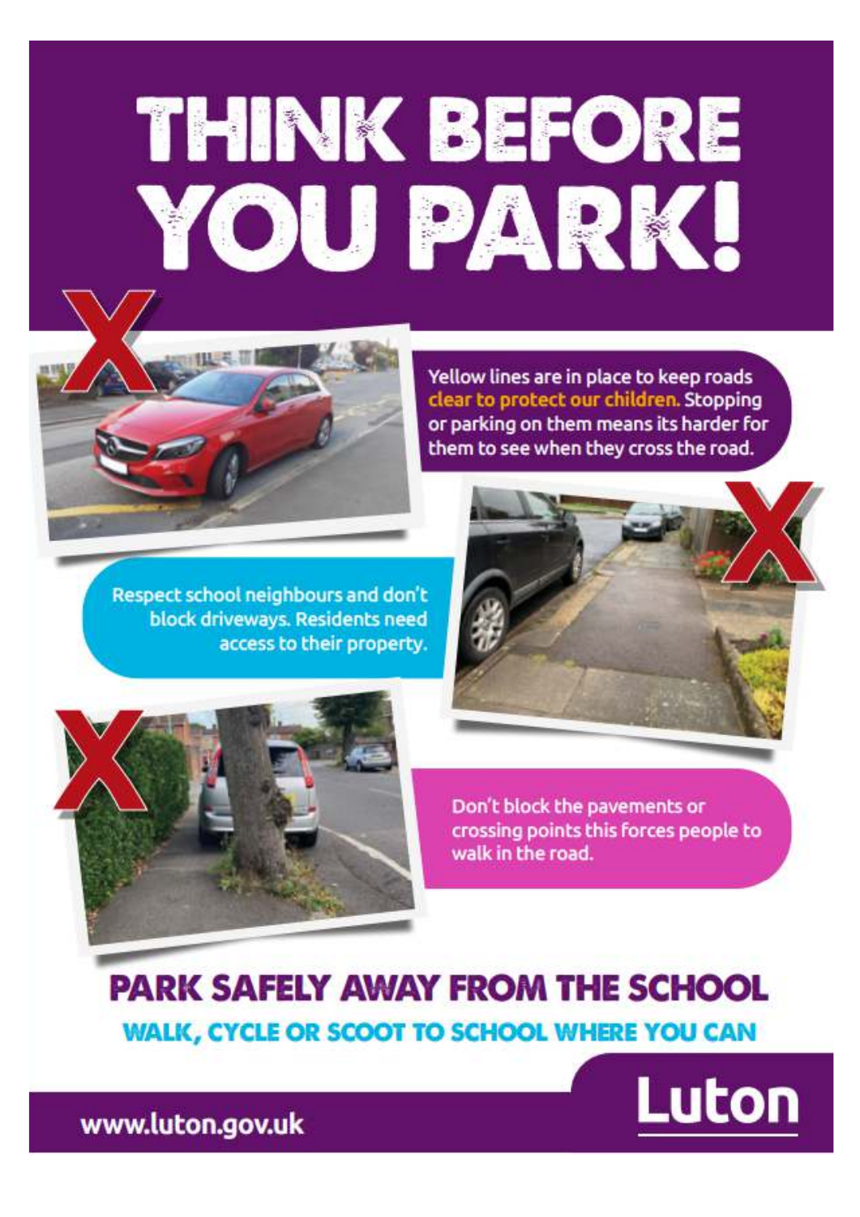# THINK BEFORE YOU PARK!

Yellow lines are in place to keep roads **clear to protect our children.** Stopping or parking on them means its harder for them to see when they cross the road.

Respect school neighbours and don't block driveways. Residents need access to their property.

Don't block the pavements or crossing points this forces people to walk in the road.

## PARK SAFELY AWAY FROM THE SCHOOL

### WALK, CYCLE OR SCOOT TO SCHOOL WHERE YOU CAN

www.luton.gov.uk

Luton